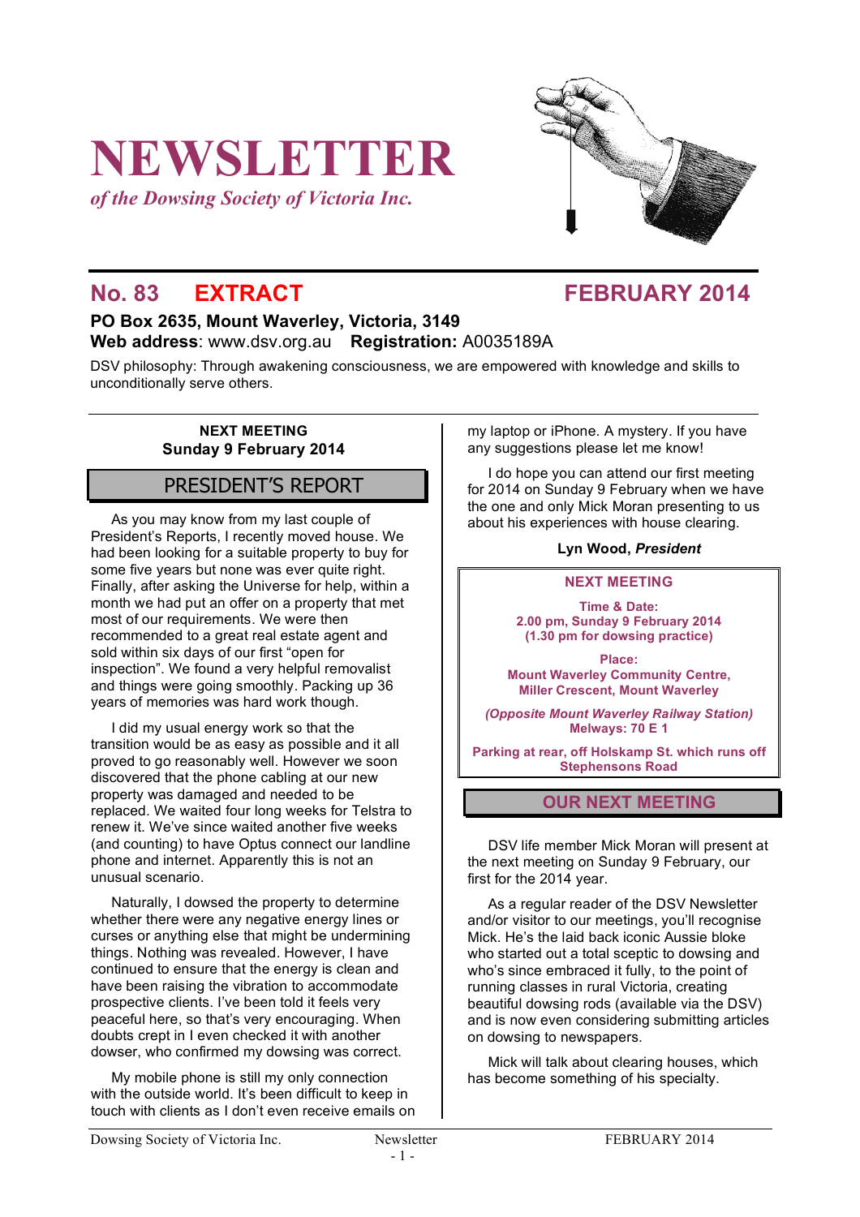# NEWSLETTER

*of the Dowsing Society of Victoria Inc.*

## No. 83 EXTRACT FEBRUARY 2014

**PO Box 2635, Mount Waverley, Victoria, 3149**
**Web address**: www.dsv.org.au **Registration:** A0035189A

DSV philosophy: Through awakening consciousness, we are empowered with knowledge and skills to unconditionally serve others.

**NEXT MEETING**
**Sunday 9 February 2014**

## PRESIDENT'S REPORT

As you may know from my last couple of President's Reports, I recently moved house. We had been looking for a suitable property to buy for some five years but none was ever quite right. Finally, after asking the Universe for help, within a month we had put an offer on a property that met most of our requirements. We were then recommended to a great real estate agent and sold within six days of our first "open for inspection". We found a very helpful removalist and things were going smoothly. Packing up 36 years of memories was hard work though.

I did my usual energy work so that the transition would be as easy as possible and it all proved to go reasonably well. However we soon discovered that the phone cabling at our new property was damaged and needed to be replaced. We waited four long weeks for Telstra to renew it. We've since waited another five weeks (and counting) to have Optus connect our landline phone and internet. Apparently this is not an unusual scenario.

Naturally, I dowsed the property to determine whether there were any negative energy lines or curses or anything else that might be undermining things. Nothing was revealed. However, I have continued to ensure that the energy is clean and have been raising the vibration to accommodate prospective clients. I've been told it feels very peaceful here, so that's very encouraging. When doubts crept in I even checked it with another dowser, who confirmed my dowsing was correct.

My mobile phone is still my only connection with the outside world. It's been difficult to keep in touch with clients as I don't even receive emails on my laptop or iPhone. A mystery. If you have any suggestions please let me know!

I do hope you can attend our first meeting for 2014 on Sunday 9 February when we have the one and only Mick Moran presenting to us about his experiences with house clearing.

**Lyn Wood, *President***

---

**NEXT MEETING**

**Time & Date:**
**2.00 pm, Sunday 9 February 2014**
**(1.30 pm for dowsing practice)**

**Place:**
**Mount Waverley Community Centre,**
**Miller Crescent, Mount Waverley**

***(Opposite Mount Waverley Railway Station)***
**Melways: 70 E 1**

**Parking at rear, off Holskamp St. which runs off Stephensons Road**

---

## OUR NEXT MEETING

DSV life member Mick Moran will present at the next meeting on Sunday 9 February, our first for the 2014 year.

As a regular reader of the DSV Newsletter and/or visitor to our meetings, you'll recognise Mick. He's the laid back iconic Aussie bloke who started out a total sceptic to dowsing and who's since embraced it fully, to the point of running classes in rural Victoria, creating beautiful dowsing rods (available via the DSV) and is now even considering submitting articles on dowsing to newspapers.

Mick will talk about clearing houses, which has become something of his specialty.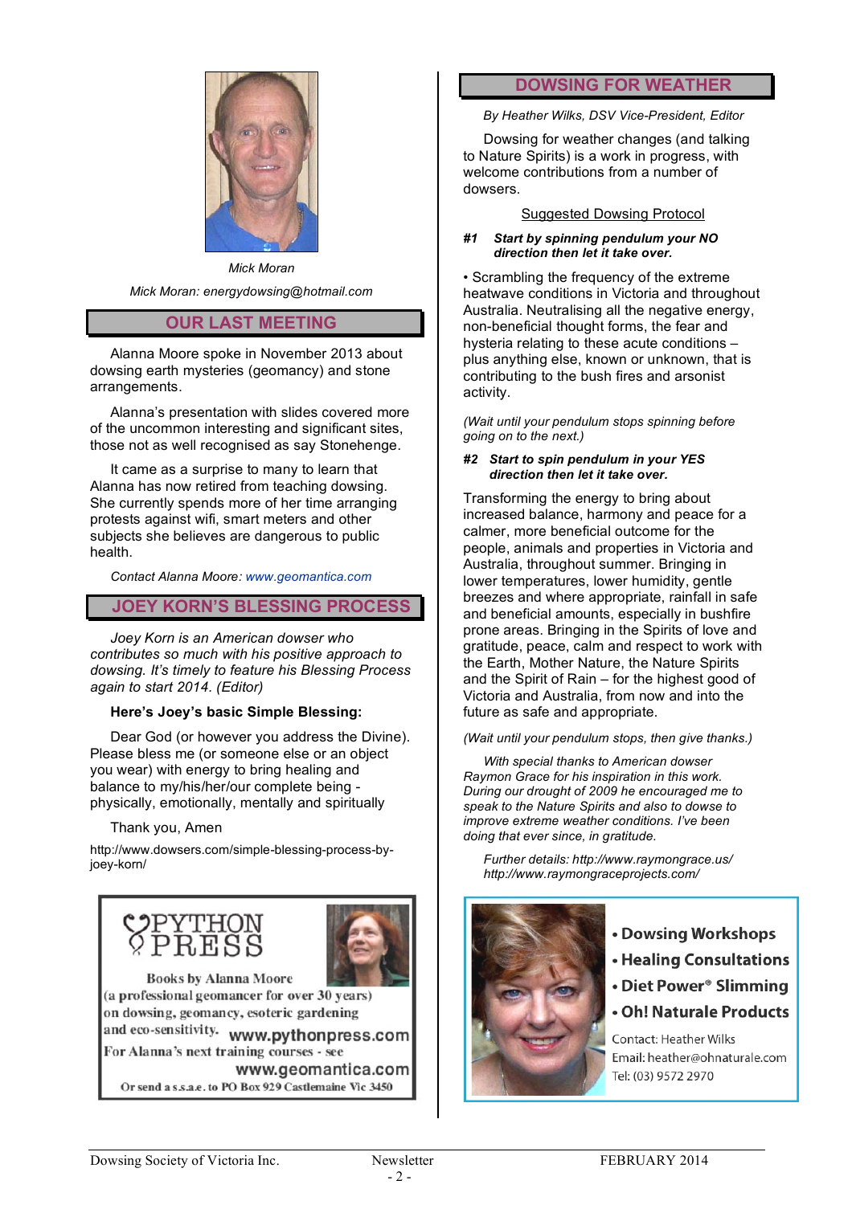Mick Moran

Mick Moran: energydowsing@hotmail.com

## OUR LAST MEETING

Alanna Moore spoke in November 2013 about dowsing earth mysteries (geomancy) and stone arrangements.

Alanna's presentation with slides covered more of the uncommon interesting and significant sites, those not as well recognised as say Stonehenge.

It came as a surprise to many to learn that Alanna has now retired from teaching dowsing. She currently spends more of her time arranging protests against wifi, smart meters and other subjects she believes are dangerous to public health.

*Contact Alanna Moore: www.geomantica.com*

## JOEY KORN'S BLESSING PROCESS

*Joey Korn is an American dowser who contributes so much with his positive approach to dowsing. It's timely to feature his Blessing Process again to start 2014. (Editor)*

**Here's Joey's basic Simple Blessing:**

Dear God (or however you address the Divine). Please bless me (or someone else or an object you wear) with energy to bring healing and balance to my/his/her/our complete being - physically, emotionally, mentally and spiritually

Thank you, Amen

http://www.dowsers.com/simple-blessing-process-by-joey-korn/

PYTHON PRESS

Books by Alanna Moore (a professional geomancer for over 30 years) on dowsing, geomancy, esoteric gardening and eco-sensitivity. www.pythonpress.com

For Alanna's next training courses - see www.geomantica.com

Or send a s.s.a.e. to PO Box 929 Castlemaine Vic 3450

## DOWSING FOR WEATHER

*By Heather Wilks, DSV Vice-President, Editor*

Dowsing for weather changes (and talking to Nature Spirits) is a work in progress, with welcome contributions from a number of dowsers.

Suggested Dowsing Protocol

***#1 Start by spinning pendulum your NO direction then let it take over.***

• Scrambling the frequency of the extreme heatwave conditions in Victoria and throughout Australia. Neutralising all the negative energy, non-beneficial thought forms, the fear and hysteria relating to these acute conditions – plus anything else, known or unknown, that is contributing to the bush fires and arsonist activity.

*(Wait until your pendulum stops spinning before going on to the next.)*

***#2 Start to spin pendulum in your YES direction then let it take over.***

Transforming the energy to bring about increased balance, harmony and peace for a calmer, more beneficial outcome for the people, animals and properties in Victoria and Australia, throughout summer. Bringing in lower temperatures, lower humidity, gentle breezes and where appropriate, rainfall in safe and beneficial amounts, especially in bushfire prone areas. Bringing in the Spirits of love and gratitude, peace, calm and respect to work with the Earth, Mother Nature, the Nature Spirits and the Spirit of Rain – for the highest good of Victoria and Australia, from now and into the future as safe and appropriate.

*(Wait until your pendulum stops, then give thanks.)*

*With special thanks to American dowser Raymon Grace for his inspiration in this work. During our drought of 2009 he encouraged me to speak to the Nature Spirits and also to dowse to improve extreme weather conditions. I've been doing that ever since, in gratitude.*

*Further details: http://www.raymongrace.us/ http://www.raymongraceprojects.com/*

- **Dowsing Workshops**
- **Healing Consultations**
- **Diet Power® Slimming**
- **Oh! Naturale Products**

Contact: Heather Wilks
Email: heather@ohnaturale.com
Tel: (03) 9572 2970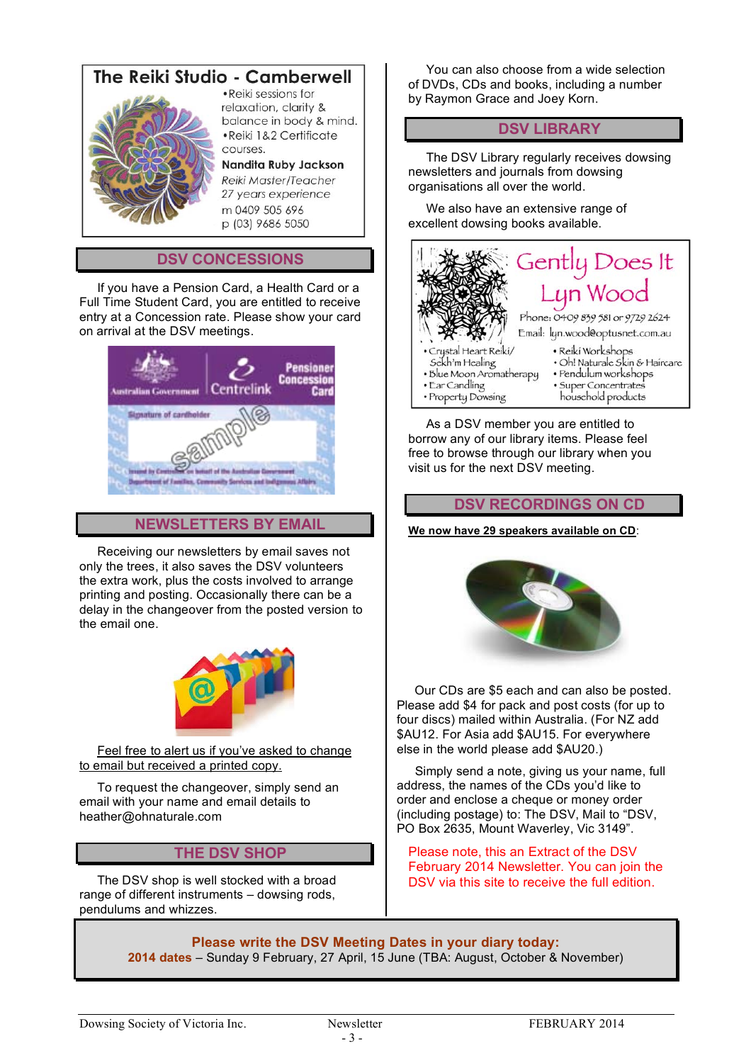**The Reiki Studio - Camberwell**

- Reiki sessions for relaxation, clarity & balance in body & mind.
- Reiki 1&2 Certificate courses.

**Nandita Ruby Jackson**
*Reiki Master/Teacher*
*27 years experience*
m 0409 505 696
p (03) 9686 5050

## DSV CONCESSIONS

If you have a Pension Card, a Health Card or a Full Time Student Card, you are entitled to receive entry at a Concession rate. Please show your card on arrival at the DSV meetings.

## NEWSLETTERS BY EMAIL

Receiving our newsletters by email saves not only the trees, it also saves the DSV volunteers the extra work, plus the costs involved to arrange printing and posting. Occasionally there can be a delay in the changeover from the posted version to the email one.

Feel free to alert us if you've asked to change to email but received a printed copy.

To request the changeover, simply send an email with your name and email details to heather@ohnaturale.com

## THE DSV SHOP

The DSV shop is well stocked with a broad range of different instruments – dowsing rods, pendulums and whizzes.

You can also choose from a wide selection of DVDs, CDs and books, including a number by Raymon Grace and Joey Korn.

## DSV LIBRARY

The DSV Library regularly receives dowsing newsletters and journals from dowsing organisations all over the world.

We also have an extensive range of excellent dowsing books available.

**Gently Does It**
**Lyn Wood**
Phone: 0409 839 581 or 9729 2624
Email: lyn.wood@optusnet.com.au

- Crystal Heart Reiki/ Sekh'm Healing
- Blue Moon Aromatherapy
- Ear Candling
- Property Dowsing
- Reiki Workshops
- Oh! Naturale Skin & Haircare
- Pendulum workshops
- Super Concentrates household products

As a DSV member you are entitled to borrow any of our library items. Please feel free to browse through our library when you visit us for the next DSV meeting.

## DSV RECORDINGS ON CD

**We now have 29 speakers available on CD**:

Our CDs are $5 each and can also be posted. Please add $4 for pack and post costs (for up to four discs) mailed within Australia. (For NZ add $AU12. For Asia add $AU15. For everywhere else in the world please add $AU20.)

Simply send a note, giving us your name, full address, the names of the CDs you'd like to order and enclose a cheque or money order (including postage) to: The DSV, Mail to "DSV, PO Box 2635, Mount Waverley, Vic 3149".

Please note, this an Extract of the DSV February 2014 Newsletter. You can join the DSV via this site to receive the full edition.

**Please write the DSV Meeting Dates in your diary today:**
**2014 dates** – Sunday 9 February, 27 April, 15 June (TBA: August, October & November)